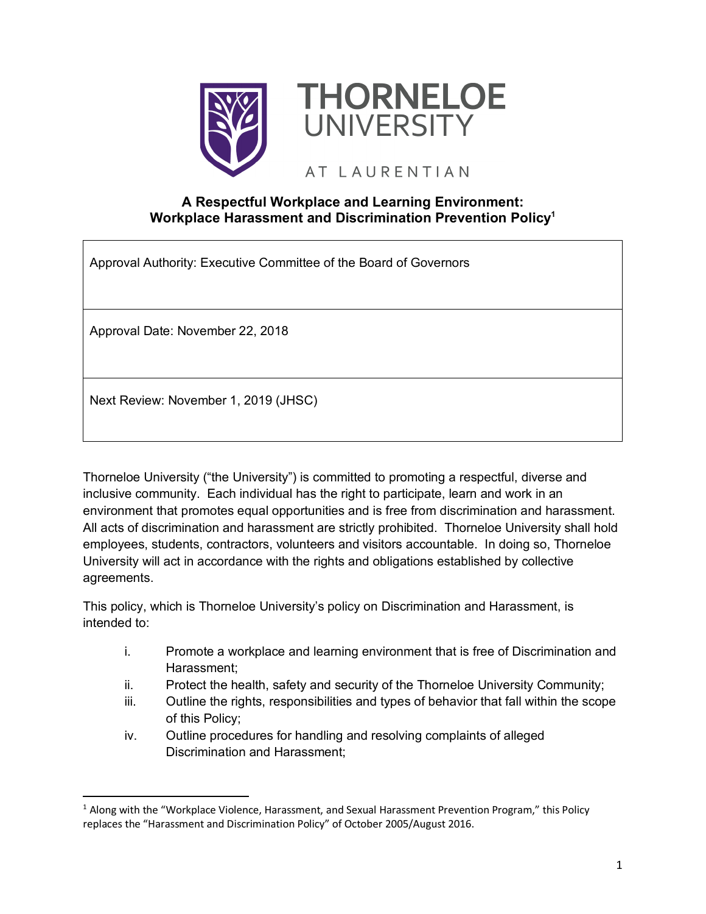THORNELOE UNIVERSITY

AT LAURENTIAN

# A Respectful Workplace and Learning Environment: Workplace Harassment and Discrimination Prevention Policy[1]

| Approval Authority: Executive Committee of the Board of Governors |
| --- |
| Approval Date: November 22, 2018 |
| Next Review: November 1, 2019 (JHSC) |

Thorneloe University ("the University") is committed to promoting a respectful, diverse and inclusive community. Each individual has the right to participate, learn and work in an environment that promotes equal opportunities and is free from discrimination and harassment. All acts of discrimination and harassment are strictly prohibited. Thorneloe University shall hold employees, students, contractors, volunteers and visitors accountable. In doing so, Thorneloe University will act in accordance with the rights and obligations established by collective agreements.

This policy, which is Thorneloe University's policy on Discrimination and Harassment, is intended to:

i. Promote a workplace and learning environment that is free of Discrimination and Harassment;
ii. Protect the health, safety and security of the Thorneloe University Community;
iii. Outline the rights, responsibilities and types of behavior that fall within the scope of this Policy;
iv. Outline procedures for handling and resolving complaints of alleged Discrimination and Harassment;

[1] Along with the "Workplace Violence, Harassment, and Sexual Harassment Prevention Program," this Policy replaces the "Harassment and Discrimination Policy" of October 2005/August 2016.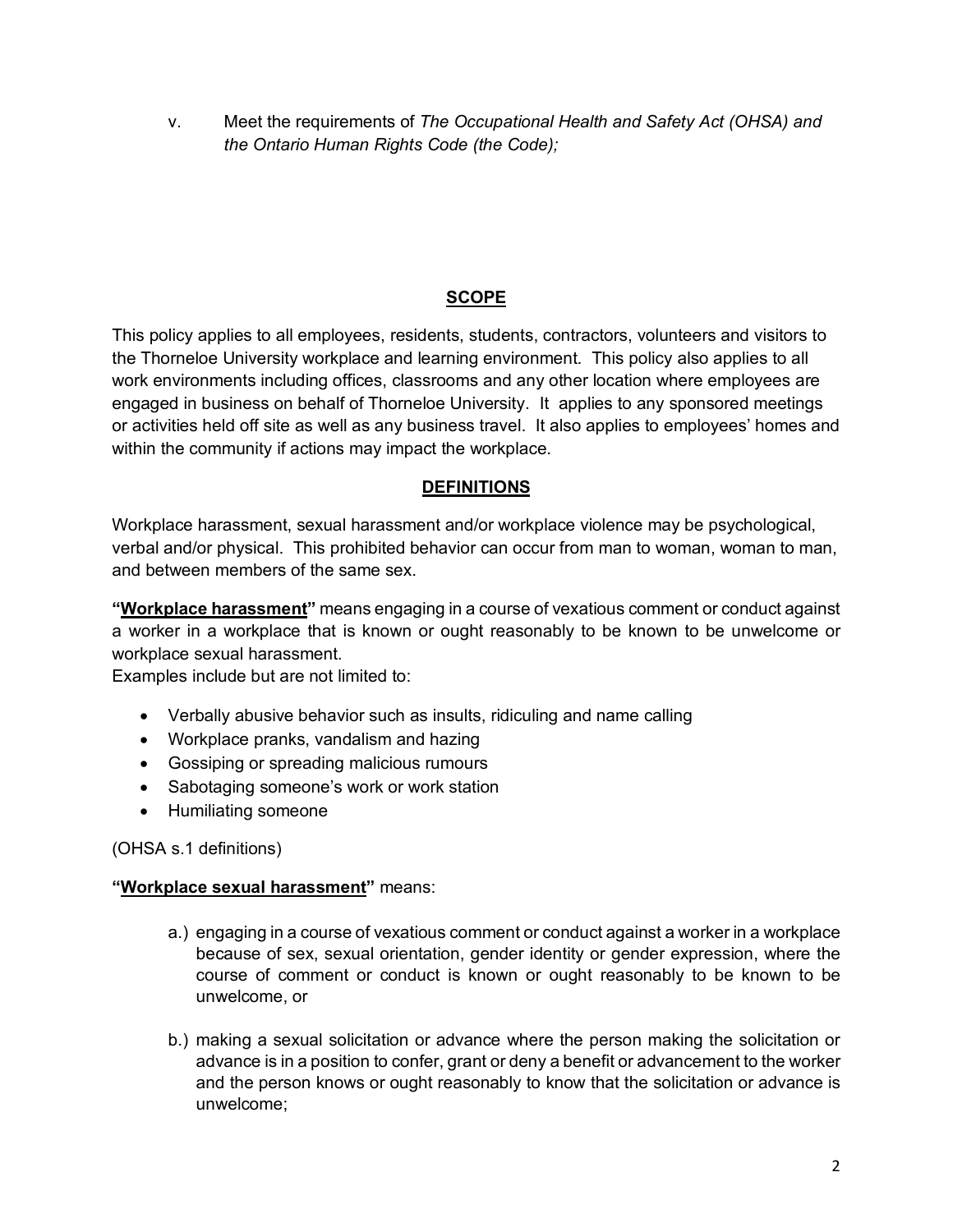v. Meet the requirements of *The Occupational Health and Safety Act (OHSA) and the Ontario Human Rights Code (the Code);*

## SCOPE

This policy applies to all employees, residents, students, contractors, volunteers and visitors to the Thorneloe University workplace and learning environment. This policy also applies to all work environments including offices, classrooms and any other location where employees are engaged in business on behalf of Thorneloe University. It applies to any sponsored meetings or activities held off site as well as any business travel. It also applies to employees' homes and within the community if actions may impact the workplace.

## DEFINITIONS

Workplace harassment, sexual harassment and/or workplace violence may be psychological, verbal and/or physical. This prohibited behavior can occur from man to woman, woman to man, and between members of the same sex.

**"Workplace harassment"** means engaging in a course of vexatious comment or conduct against a worker in a workplace that is known or ought reasonably to be known to be unwelcome or workplace sexual harassment.
Examples include but are not limited to:

- Verbally abusive behavior such as insults, ridiculing and name calling
- Workplace pranks, vandalism and hazing
- Gossiping or spreading malicious rumours
- Sabotaging someone's work or work station
- Humiliating someone

(OHSA s.1 definitions)

**"Workplace sexual harassment"** means:

a.) engaging in a course of vexatious comment or conduct against a worker in a workplace because of sex, sexual orientation, gender identity or gender expression, where the course of comment or conduct is known or ought reasonably to be known to be unwelcome, or

b.) making a sexual solicitation or advance where the person making the solicitation or advance is in a position to confer, grant or deny a benefit or advancement to the worker and the person knows or ought reasonably to know that the solicitation or advance is unwelcome;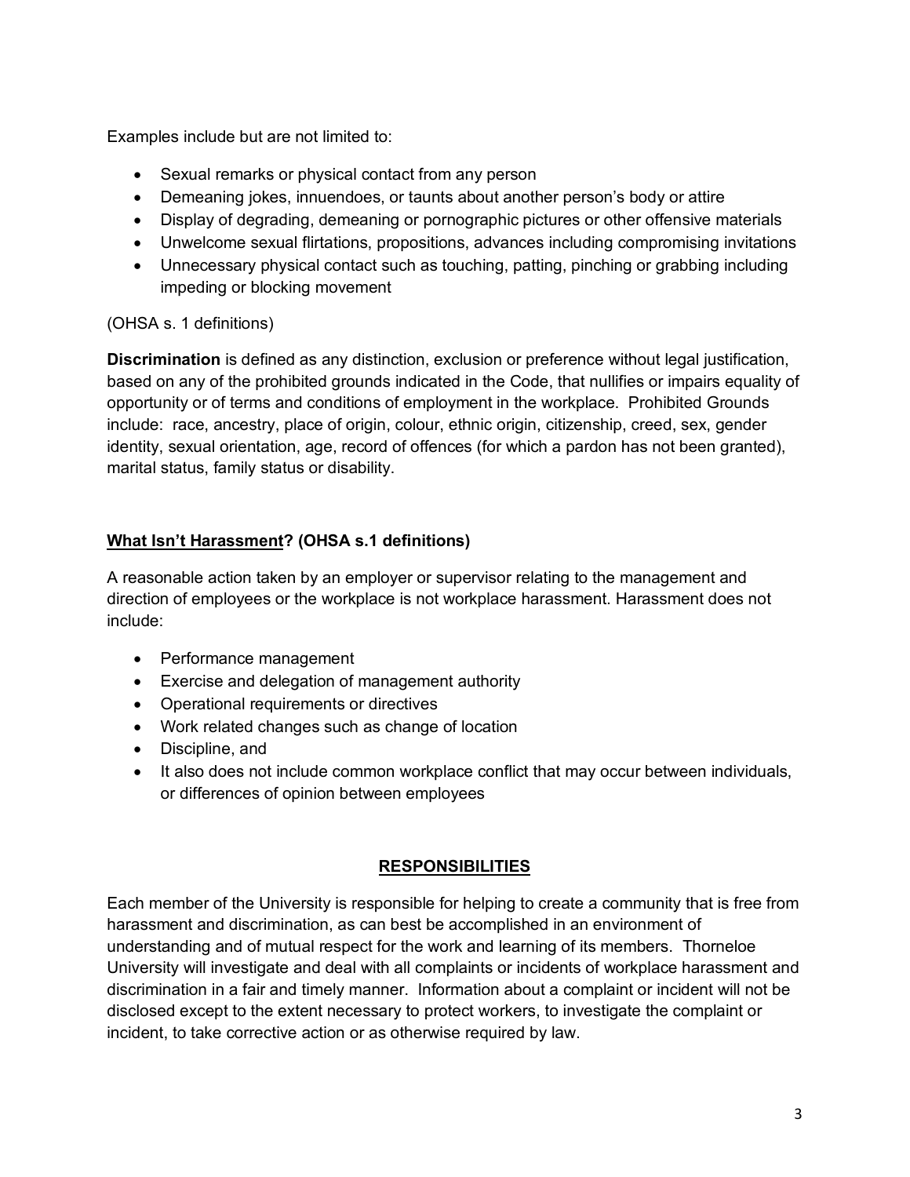Examples include but are not limited to:

- Sexual remarks or physical contact from any person
- Demeaning jokes, innuendoes, or taunts about another person's body or attire
- Display of degrading, demeaning or pornographic pictures or other offensive materials
- Unwelcome sexual flirtations, propositions, advances including compromising invitations
- Unnecessary physical contact such as touching, patting, pinching or grabbing including impeding or blocking movement

(OHSA s. 1 definitions)

**Discrimination** is defined as any distinction, exclusion or preference without legal justification, based on any of the prohibited grounds indicated in the Code, that nullifies or impairs equality of opportunity or of terms and conditions of employment in the workplace. Prohibited Grounds include: race, ancestry, place of origin, colour, ethnic origin, citizenship, creed, sex, gender identity, sexual orientation, age, record of offences (for which a pardon has not been granted), marital status, family status or disability.

**What Isn't Harassment? (OHSA s.1 definitions)**

A reasonable action taken by an employer or supervisor relating to the management and direction of employees or the workplace is not workplace harassment. Harassment does not include:

- Performance management
- Exercise and delegation of management authority
- Operational requirements or directives
- Work related changes such as change of location
- Discipline, and
- It also does not include common workplace conflict that may occur between individuals, or differences of opinion between employees

## RESPONSIBILITIES

Each member of the University is responsible for helping to create a community that is free from harassment and discrimination, as can best be accomplished in an environment of understanding and of mutual respect for the work and learning of its members. Thorneloe University will investigate and deal with all complaints or incidents of workplace harassment and discrimination in a fair and timely manner. Information about a complaint or incident will not be disclosed except to the extent necessary to protect workers, to investigate the complaint or incident, to take corrective action or as otherwise required by law.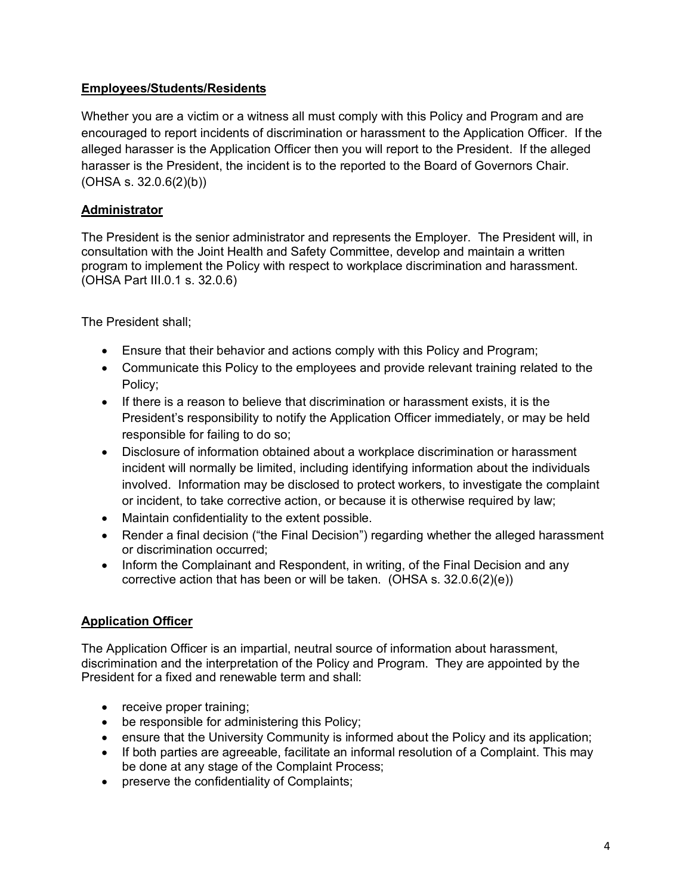**Employees/Students/Residents**

Whether you are a victim or a witness all must comply with this Policy and Program and are encouraged to report incidents of discrimination or harassment to the Application Officer. If the alleged harasser is the Application Officer then you will report to the President. If the alleged harasser is the President, the incident is to the reported to the Board of Governors Chair. (OHSA s. 32.0.6(2)(b))

**Administrator**

The President is the senior administrator and represents the Employer. The President will, in consultation with the Joint Health and Safety Committee, develop and maintain a written program to implement the Policy with respect to workplace discrimination and harassment. (OHSA Part III.0.1 s. 32.0.6)

The President shall;

- Ensure that their behavior and actions comply with this Policy and Program;
- Communicate this Policy to the employees and provide relevant training related to the Policy;
- If there is a reason to believe that discrimination or harassment exists, it is the President's responsibility to notify the Application Officer immediately, or may be held responsible for failing to do so;
- Disclosure of information obtained about a workplace discrimination or harassment incident will normally be limited, including identifying information about the individuals involved. Information may be disclosed to protect workers, to investigate the complaint or incident, to take corrective action, or because it is otherwise required by law;
- Maintain confidentiality to the extent possible.
- Render a final decision ("the Final Decision") regarding whether the alleged harassment or discrimination occurred;
- Inform the Complainant and Respondent, in writing, of the Final Decision and any corrective action that has been or will be taken. (OHSA s. 32.0.6(2)(e))

**Application Officer**

The Application Officer is an impartial, neutral source of information about harassment, discrimination and the interpretation of the Policy and Program. They are appointed by the President for a fixed and renewable term and shall:

- receive proper training;
- be responsible for administering this Policy;
- ensure that the University Community is informed about the Policy and its application;
- If both parties are agreeable, facilitate an informal resolution of a Complaint. This may be done at any stage of the Complaint Process;
- preserve the confidentiality of Complaints;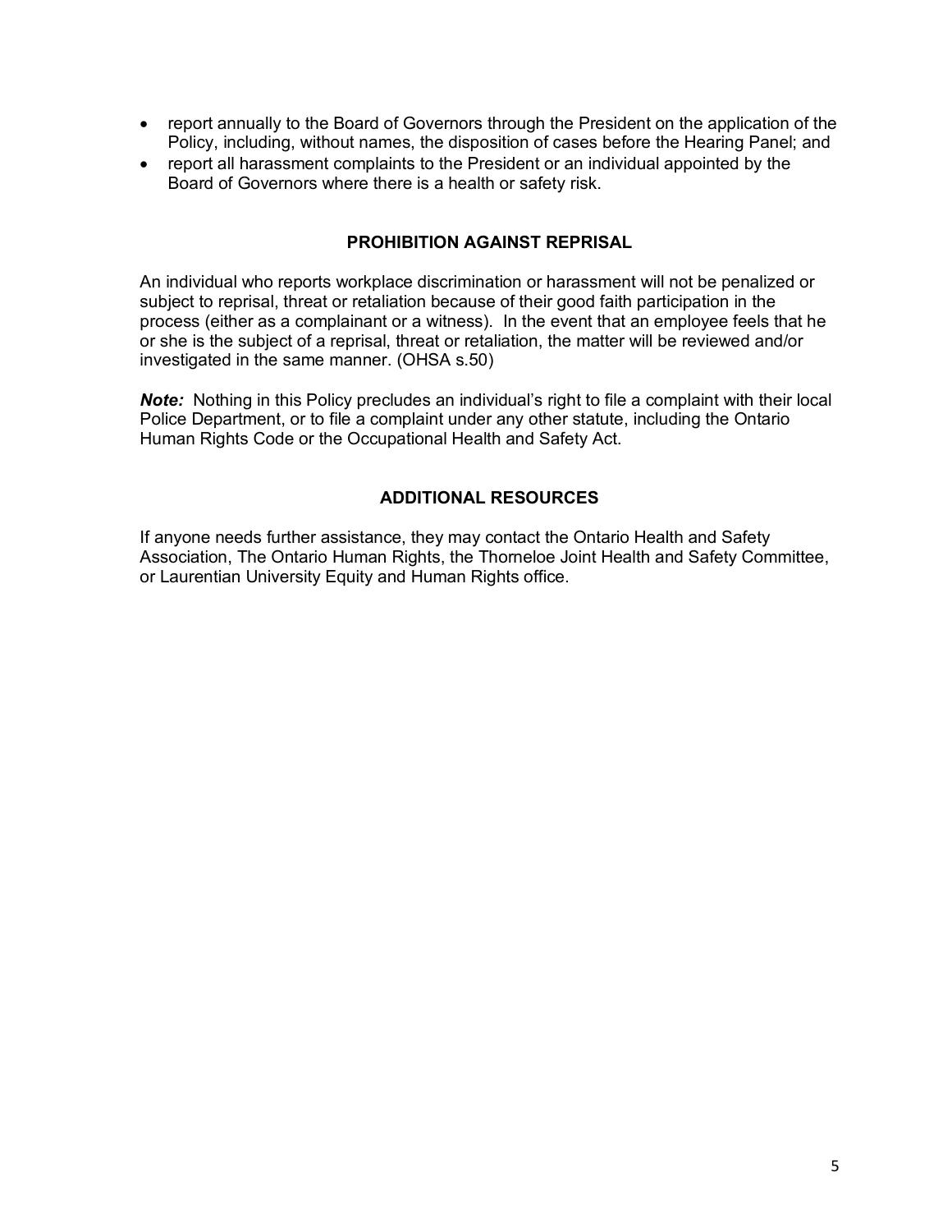- report annually to the Board of Governors through the President on the application of the Policy, including, without names, the disposition of cases before the Hearing Panel; and
- report all harassment complaints to the President or an individual appointed by the Board of Governors where there is a health or safety risk.

## PROHIBITION AGAINST REPRISAL

An individual who reports workplace discrimination or harassment will not be penalized or subject to reprisal, threat or retaliation because of their good faith participation in the process (either as a complainant or a witness). In the event that an employee feels that he or she is the subject of a reprisal, threat or retaliation, the matter will be reviewed and/or investigated in the same manner. (OHSA s.50)

***Note:*** Nothing in this Policy precludes an individual's right to file a complaint with their local Police Department, or to file a complaint under any other statute, including the Ontario Human Rights Code or the Occupational Health and Safety Act.

## ADDITIONAL RESOURCES

If anyone needs further assistance, they may contact the Ontario Health and Safety Association, The Ontario Human Rights, the Thorneloe Joint Health and Safety Committee, or Laurentian University Equity and Human Rights office.